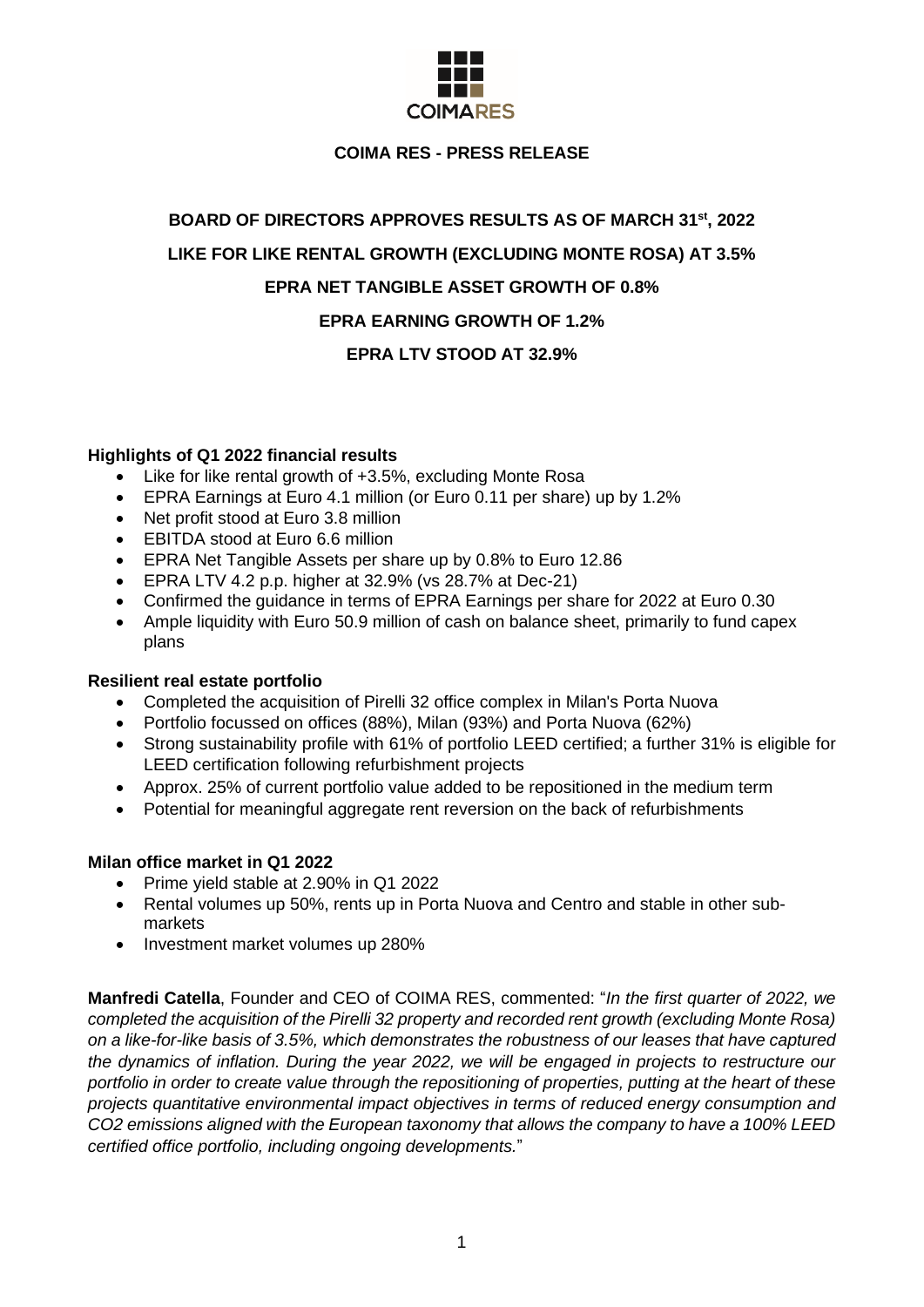COIMARES

**COIMA RES - PRESS RELEASE**

**BOARD OF DIRECTORS APPROVES RESULTS AS OF MARCH 31st, 2022**

**LIKE FOR LIKE RENTAL GROWTH (EXCLUDING MONTE ROSA) AT 3.5%**

**EPRA NET TANGIBLE ASSET GROWTH OF 0.8%**

**EPRA EARNING GROWTH OF 1.2%**

**EPRA LTV STOOD AT 32.9%**

**Highlights of Q1 2022 financial results**

- Like for like rental growth of +3.5%, excluding Monte Rosa
- EPRA Earnings at Euro 4.1 million (or Euro 0.11 per share) up by 1.2%
- Net profit stood at Euro 3.8 million
- EBITDA stood at Euro 6.6 million
- EPRA Net Tangible Assets per share up by 0.8% to Euro 12.86
- EPRA LTV 4.2 p.p. higher at 32.9% (vs 28.7% at Dec-21)
- Confirmed the guidance in terms of EPRA Earnings per share for 2022 at Euro 0.30
- Ample liquidity with Euro 50.9 million of cash on balance sheet, primarily to fund capex plans

**Resilient real estate portfolio**

- Completed the acquisition of Pirelli 32 office complex in Milan's Porta Nuova
- Portfolio focussed on offices (88%), Milan (93%) and Porta Nuova (62%)
- Strong sustainability profile with 61% of portfolio LEED certified; a further 31% is eligible for LEED certification following refurbishment projects
- Approx. 25% of current portfolio value added to be repositioned in the medium term
- Potential for meaningful aggregate rent reversion on the back of refurbishments

**Milan office market in Q1 2022**

- Prime yield stable at 2.90% in Q1 2022
- Rental volumes up 50%, rents up in Porta Nuova and Centro and stable in other sub-markets
- Investment market volumes up 280%

**Manfredi Catella**, Founder and CEO of COIMA RES, commented: "*In the first quarter of 2022, we completed the acquisition of the Pirelli 32 property and recorded rent growth (excluding Monte Rosa) on a like-for-like basis of 3.5%, which demonstrates the robustness of our leases that have captured the dynamics of inflation. During the year 2022, we will be engaged in projects to restructure our portfolio in order to create value through the repositioning of properties, putting at the heart of these projects quantitative environmental impact objectives in terms of reduced energy consumption and CO2 emissions aligned with the European taxonomy that allows the company to have a 100% LEED certified office portfolio, including ongoing developments.*"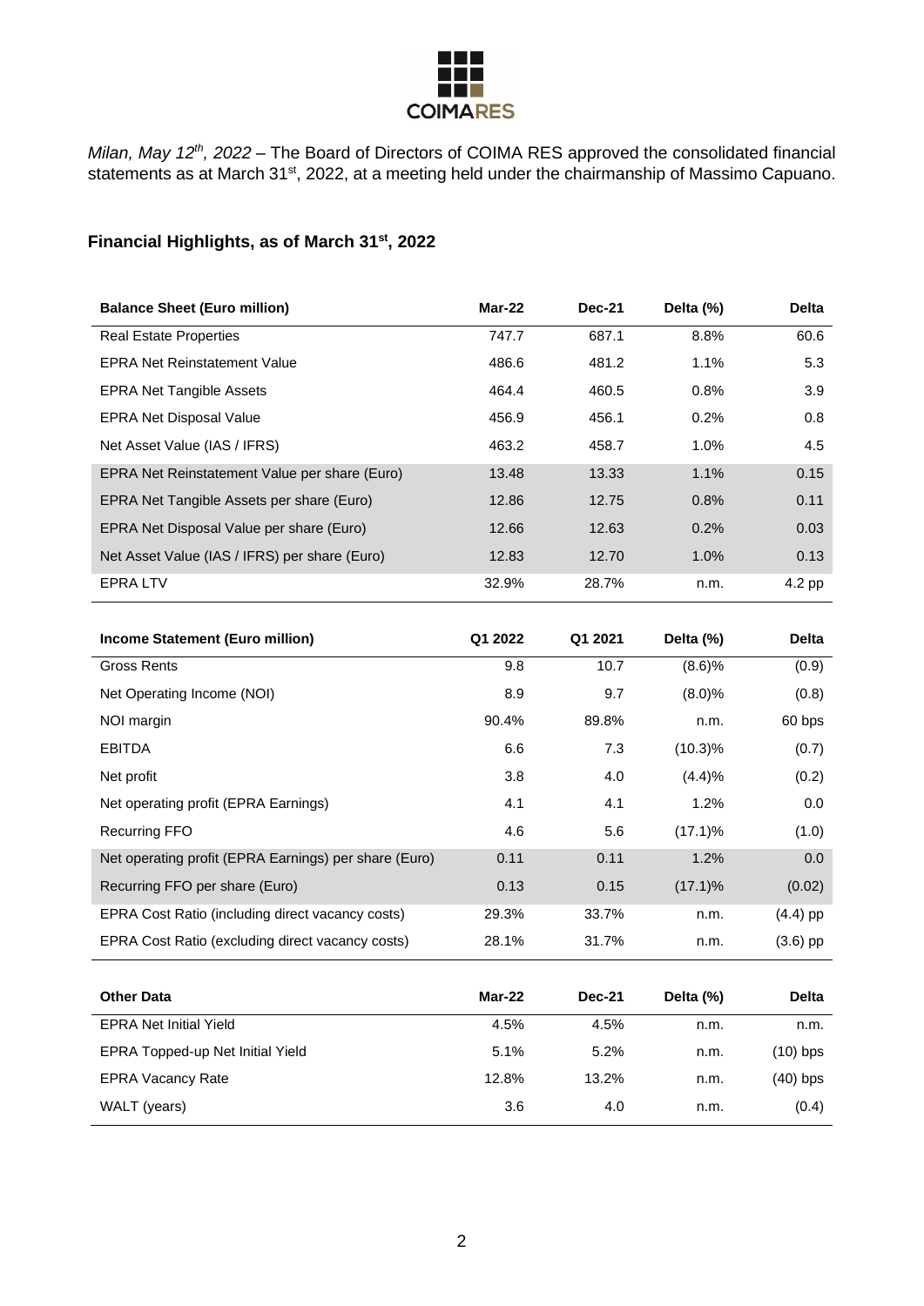*Milan, May 12th, 2022* – The Board of Directors of COIMA RES approved the consolidated financial statements as at March 31st, 2022, at a meeting held under the chairmanship of Massimo Capuano.

### Financial Highlights, as of March 31st, 2022

| Balance Sheet (Euro million) | Mar-22 | Dec-21 | Delta (%) | Delta |
|---|---|---|---|---|
| Real Estate Properties | 747.7 | 687.1 | 8.8% | 60.6 |
| EPRA Net Reinstatement Value | 486.6 | 481.2 | 1.1% | 5.3 |
| EPRA Net Tangible Assets | 464.4 | 460.5 | 0.8% | 3.9 |
| EPRA Net Disposal Value | 456.9 | 456.1 | 0.2% | 0.8 |
| Net Asset Value (IAS / IFRS) | 463.2 | 458.7 | 1.0% | 4.5 |
| EPRA Net Reinstatement Value per share (Euro) | 13.48 | 13.33 | 1.1% | 0.15 |
| EPRA Net Tangible Assets per share (Euro) | 12.86 | 12.75 | 0.8% | 0.11 |
| EPRA Net Disposal Value per share (Euro) | 12.66 | 12.63 | 0.2% | 0.03 |
| Net Asset Value (IAS / IFRS) per share (Euro) | 12.83 | 12.70 | 1.0% | 0.13 |
| EPRA LTV | 32.9% | 28.7% | n.m. | 4.2 pp |

| Income Statement (Euro million) | Q1 2022 | Q1 2021 | Delta (%) | Delta |
|---|---|---|---|---|
| Gross Rents | 9.8 | 10.7 | (8.6)% | (0.9) |
| Net Operating Income (NOI) | 8.9 | 9.7 | (8.0)% | (0.8) |
| NOI margin | 90.4% | 89.8% | n.m. | 60 bps |
| EBITDA | 6.6 | 7.3 | (10.3)% | (0.7) |
| Net profit | 3.8 | 4.0 | (4.4)% | (0.2) |
| Net operating profit (EPRA Earnings) | 4.1 | 4.1 | 1.2% | 0.0 |
| Recurring FFO | 4.6 | 5.6 | (17.1)% | (1.0) |
| Net operating profit (EPRA Earnings) per share (Euro) | 0.11 | 0.11 | 1.2% | 0.0 |
| Recurring FFO per share (Euro) | 0.13 | 0.15 | (17.1)% | (0.02) |
| EPRA Cost Ratio (including direct vacancy costs) | 29.3% | 33.7% | n.m. | (4.4) pp |
| EPRA Cost Ratio (excluding direct vacancy costs) | 28.1% | 31.7% | n.m. | (3.6) pp |

| Other Data | Mar-22 | Dec-21 | Delta (%) | Delta |
|---|---|---|---|---|
| EPRA Net Initial Yield | 4.5% | 4.5% | n.m. | n.m. |
| EPRA Topped-up Net Initial Yield | 5.1% | 5.2% | n.m. | (10) bps |
| EPRA Vacancy Rate | 12.8% | 13.2% | n.m. | (40) bps |
| WALT (years) | 3.6 | 4.0 | n.m. | (0.4) |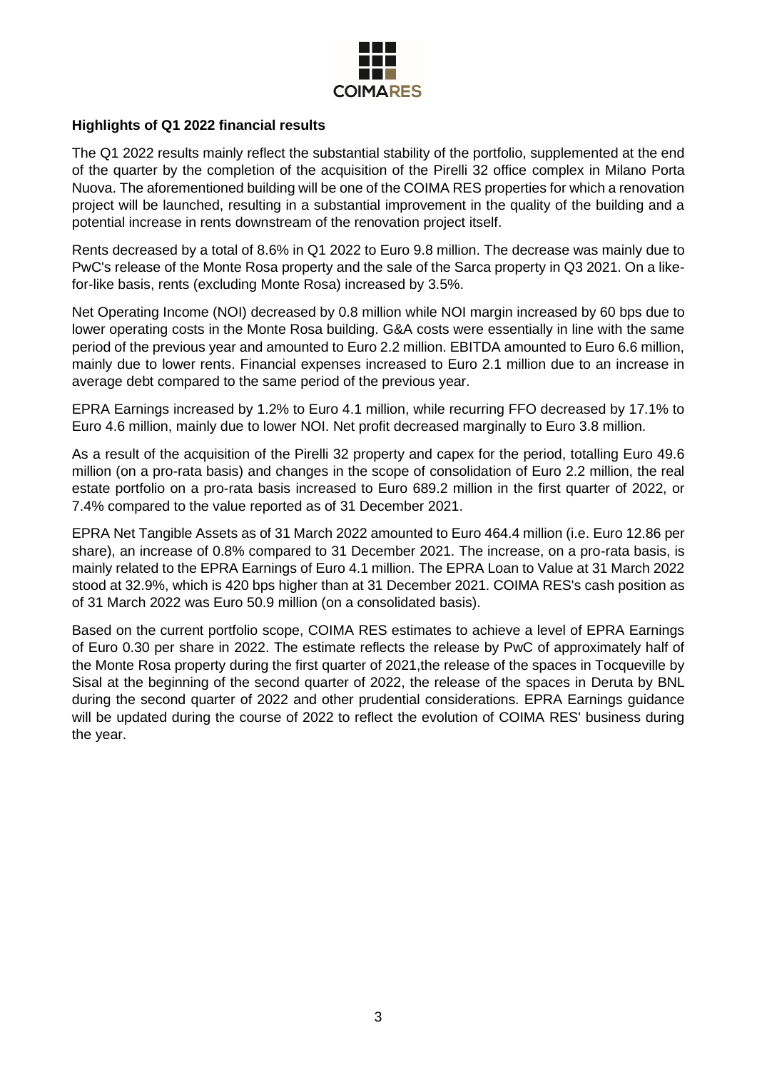**Highlights of Q1 2022 financial results**

The Q1 2022 results mainly reflect the substantial stability of the portfolio, supplemented at the end of the quarter by the completion of the acquisition of the Pirelli 32 office complex in Milano Porta Nuova. The aforementioned building will be one of the COIMA RES properties for which a renovation project will be launched, resulting in a substantial improvement in the quality of the building and a potential increase in rents downstream of the renovation project itself.

Rents decreased by a total of 8.6% in Q1 2022 to Euro 9.8 million. The decrease was mainly due to PwC's release of the Monte Rosa property and the sale of the Sarca property in Q3 2021. On a like-for-like basis, rents (excluding Monte Rosa) increased by 3.5%.

Net Operating Income (NOI) decreased by 0.8 million while NOI margin increased by 60 bps due to lower operating costs in the Monte Rosa building. G&A costs were essentially in line with the same period of the previous year and amounted to Euro 2.2 million. EBITDA amounted to Euro 6.6 million, mainly due to lower rents. Financial expenses increased to Euro 2.1 million due to an increase in average debt compared to the same period of the previous year.

EPRA Earnings increased by 1.2% to Euro 4.1 million, while recurring FFO decreased by 17.1% to Euro 4.6 million, mainly due to lower NOI. Net profit decreased marginally to Euro 3.8 million.

As a result of the acquisition of the Pirelli 32 property and capex for the period, totalling Euro 49.6 million (on a pro-rata basis) and changes in the scope of consolidation of Euro 2.2 million, the real estate portfolio on a pro-rata basis increased to Euro 689.2 million in the first quarter of 2022, or 7.4% compared to the value reported as of 31 December 2021.

EPRA Net Tangible Assets as of 31 March 2022 amounted to Euro 464.4 million (i.e. Euro 12.86 per share), an increase of 0.8% compared to 31 December 2021. The increase, on a pro-rata basis, is mainly related to the EPRA Earnings of Euro 4.1 million. The EPRA Loan to Value at 31 March 2022 stood at 32.9%, which is 420 bps higher than at 31 December 2021. COIMA RES's cash position as of 31 March 2022 was Euro 50.9 million (on a consolidated basis).

Based on the current portfolio scope, COIMA RES estimates to achieve a level of EPRA Earnings of Euro 0.30 per share in 2022. The estimate reflects the release by PwC of approximately half of the Monte Rosa property during the first quarter of 2021,the release of the spaces in Tocqueville by Sisal at the beginning of the second quarter of 2022, the release of the spaces in Deruta by BNL during the second quarter of 2022 and other prudential considerations. EPRA Earnings guidance will be updated during the course of 2022 to reflect the evolution of COIMA RES' business during the year.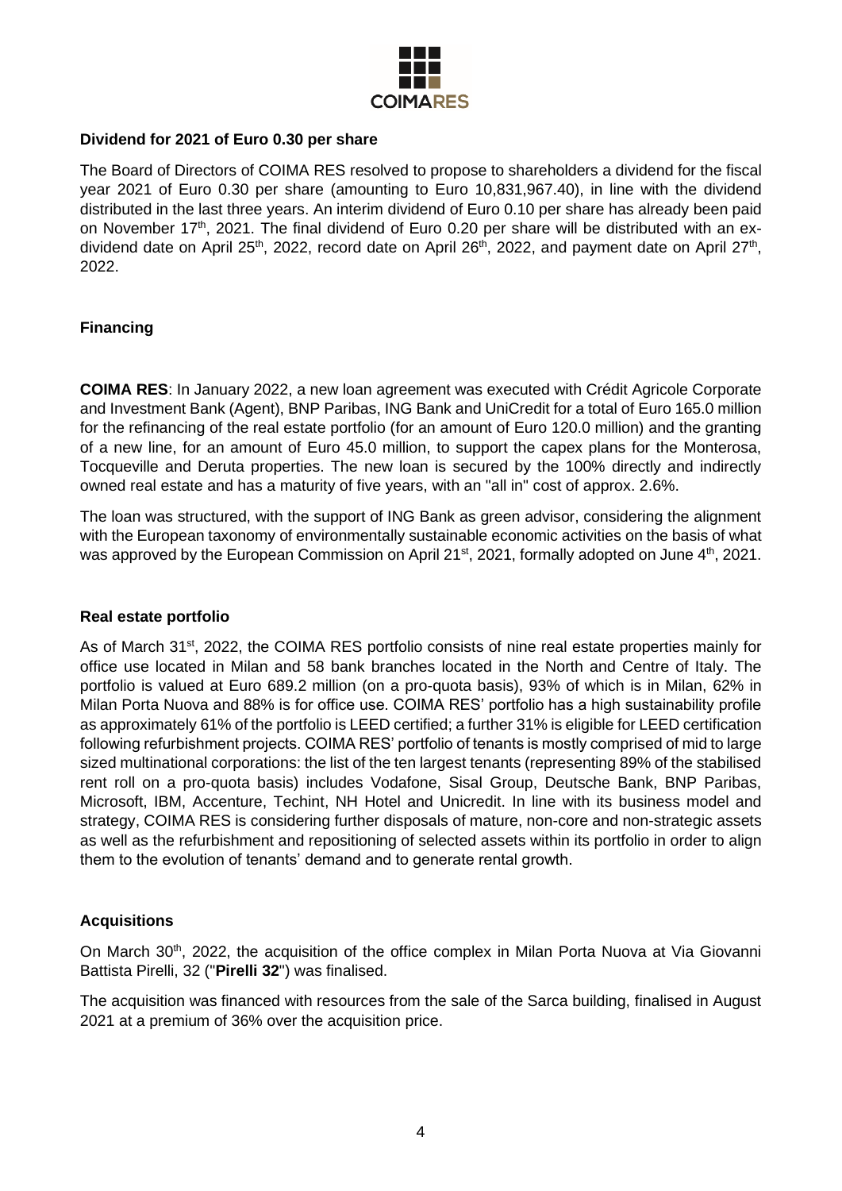## Dividend for 2021 of Euro 0.30 per share

The Board of Directors of COIMA RES resolved to propose to shareholders a dividend for the fiscal year 2021 of Euro 0.30 per share (amounting to Euro 10,831,967.40), in line with the dividend distributed in the last three years. An interim dividend of Euro 0.10 per share has already been paid on November 17th, 2021. The final dividend of Euro 0.20 per share will be distributed with an ex-dividend date on April 25th, 2022, record date on April 26th, 2022, and payment date on April 27th, 2022.

## Financing

**COIMA RES**: In January 2022, a new loan agreement was executed with Crédit Agricole Corporate and Investment Bank (Agent), BNP Paribas, ING Bank and UniCredit for a total of Euro 165.0 million for the refinancing of the real estate portfolio (for an amount of Euro 120.0 million) and the granting of a new line, for an amount of Euro 45.0 million, to support the capex plans for the Monterosa, Tocqueville and Deruta properties. The new loan is secured by the 100% directly and indirectly owned real estate and has a maturity of five years, with an "all in" cost of approx. 2.6%.

The loan was structured, with the support of ING Bank as green advisor, considering the alignment with the European taxonomy of environmentally sustainable economic activities on the basis of what was approved by the European Commission on April 21st, 2021, formally adopted on June 4th, 2021.

## Real estate portfolio

As of March 31st, 2022, the COIMA RES portfolio consists of nine real estate properties mainly for office use located in Milan and 58 bank branches located in the North and Centre of Italy. The portfolio is valued at Euro 689.2 million (on a pro-quota basis), 93% of which is in Milan, 62% in Milan Porta Nuova and 88% is for office use. COIMA RES' portfolio has a high sustainability profile as approximately 61% of the portfolio is LEED certified; a further 31% is eligible for LEED certification following refurbishment projects. COIMA RES' portfolio of tenants is mostly comprised of mid to large sized multinational corporations: the list of the ten largest tenants (representing 89% of the stabilised rent roll on a pro-quota basis) includes Vodafone, Sisal Group, Deutsche Bank, BNP Paribas, Microsoft, IBM, Accenture, Techint, NH Hotel and Unicredit. In line with its business model and strategy, COIMA RES is considering further disposals of mature, non-core and non-strategic assets as well as the refurbishment and repositioning of selected assets within its portfolio in order to align them to the evolution of tenants' demand and to generate rental growth.

## Acquisitions

On March 30th, 2022, the acquisition of the office complex in Milan Porta Nuova at Via Giovanni Battista Pirelli, 32 ("**Pirelli 32**") was finalised.

The acquisition was financed with resources from the sale of the Sarca building, finalised in August 2021 at a premium of 36% over the acquisition price.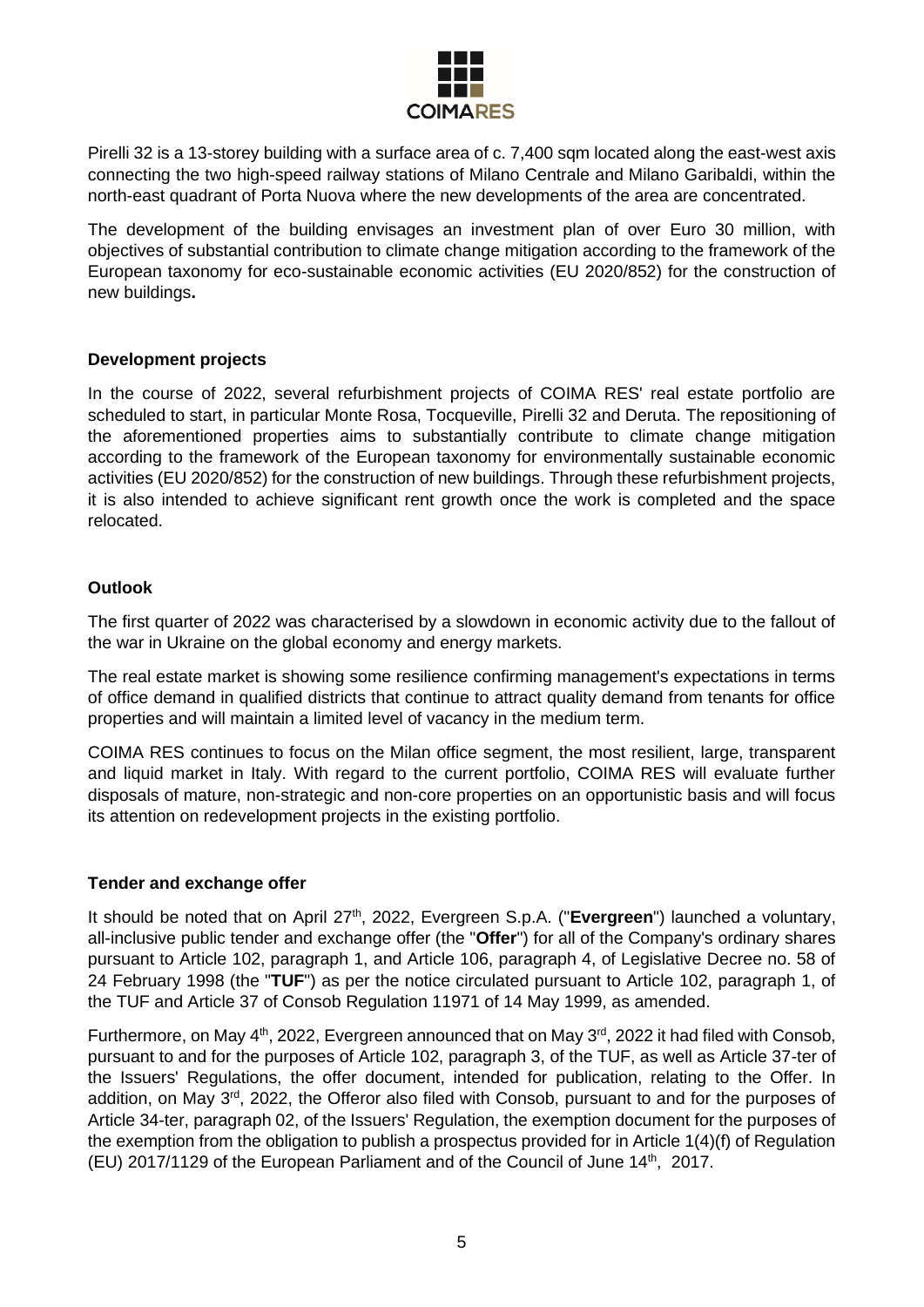Pirelli 32 is a 13-storey building with a surface area of c. 7,400 sqm located along the east-west axis connecting the two high-speed railway stations of Milano Centrale and Milano Garibaldi, within the north-east quadrant of Porta Nuova where the new developments of the area are concentrated.

The development of the building envisages an investment plan of over Euro 30 million, with objectives of substantial contribution to climate change mitigation according to the framework of the European taxonomy for eco-sustainable economic activities (EU 2020/852) for the construction of new buildings.

**Development projects**

In the course of 2022, several refurbishment projects of COIMA RES' real estate portfolio are scheduled to start, in particular Monte Rosa, Tocqueville, Pirelli 32 and Deruta. The repositioning of the aforementioned properties aims to substantially contribute to climate change mitigation according to the framework of the European taxonomy for environmentally sustainable economic activities (EU 2020/852) for the construction of new buildings. Through these refurbishment projects, it is also intended to achieve significant rent growth once the work is completed and the space relocated.

**Outlook**

The first quarter of 2022 was characterised by a slowdown in economic activity due to the fallout of the war in Ukraine on the global economy and energy markets.

The real estate market is showing some resilience confirming management's expectations in terms of office demand in qualified districts that continue to attract quality demand from tenants for office properties and will maintain a limited level of vacancy in the medium term.

COIMA RES continues to focus on the Milan office segment, the most resilient, large, transparent and liquid market in Italy. With regard to the current portfolio, COIMA RES will evaluate further disposals of mature, non-strategic and non-core properties on an opportunistic basis and will focus its attention on redevelopment projects in the existing portfolio.

**Tender and exchange offer**

It should be noted that on April 27th, 2022, Evergreen S.p.A. ("**Evergreen**") launched a voluntary, all-inclusive public tender and exchange offer (the "**Offer**") for all of the Company's ordinary shares pursuant to Article 102, paragraph 1, and Article 106, paragraph 4, of Legislative Decree no. 58 of 24 February 1998 (the "**TUF**") as per the notice circulated pursuant to Article 102, paragraph 1, of the TUF and Article 37 of Consob Regulation 11971 of 14 May 1999, as amended.

Furthermore, on May 4th, 2022, Evergreen announced that on May 3rd, 2022 it had filed with Consob, pursuant to and for the purposes of Article 102, paragraph 3, of the TUF, as well as Article 37-ter of the Issuers' Regulations, the offer document, intended for publication, relating to the Offer. In addition, on May 3rd, 2022, the Offeror also filed with Consob, pursuant to and for the purposes of Article 34-ter, paragraph 02, of the Issuers' Regulation, the exemption document for the purposes of the exemption from the obligation to publish a prospectus provided for in Article 1(4)(f) of Regulation (EU) 2017/1129 of the European Parliament and of the Council of June 14th, 2017.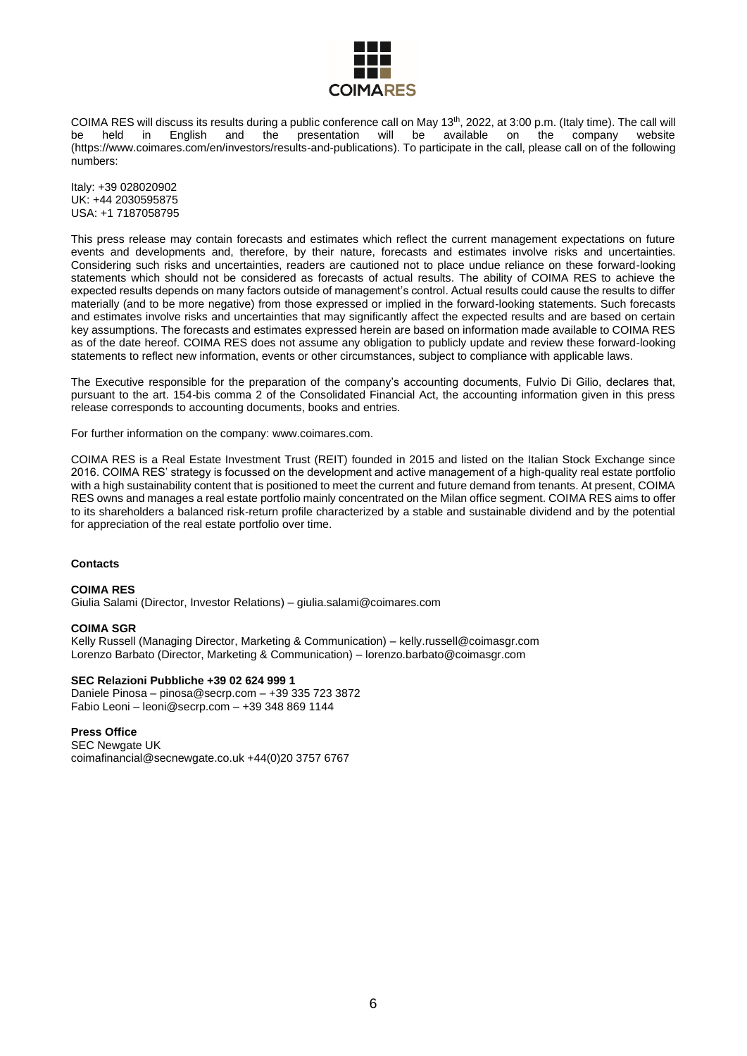COIMA RES will discuss its results during a public conference call on May 13th, 2022, at 3:00 p.m. (Italy time). The call will be held in English and the presentation will be available on the company website (https://www.coimares.com/en/investors/results-and-publications). To participate in the call, please call on of the following numbers:

Italy: +39 028020902
UK: +44 2030595875
USA: +1 7187058795

This press release may contain forecasts and estimates which reflect the current management expectations on future events and developments and, therefore, by their nature, forecasts and estimates involve risks and uncertainties. Considering such risks and uncertainties, readers are cautioned not to place undue reliance on these forward-looking statements which should not be considered as forecasts of actual results. The ability of COIMA RES to achieve the expected results depends on many factors outside of management's control. Actual results could cause the results to differ materially (and to be more negative) from those expressed or implied in the forward-looking statements. Such forecasts and estimates involve risks and uncertainties that may significantly affect the expected results and are based on certain key assumptions. The forecasts and estimates expressed herein are based on information made available to COIMA RES as of the date hereof. COIMA RES does not assume any obligation to publicly update and review these forward-looking statements to reflect new information, events or other circumstances, subject to compliance with applicable laws.

The Executive responsible for the preparation of the company's accounting documents, Fulvio Di Gilio, declares that, pursuant to the art. 154-bis comma 2 of the Consolidated Financial Act, the accounting information given in this press release corresponds to accounting documents, books and entries.

For further information on the company: www.coimares.com.

COIMA RES is a Real Estate Investment Trust (REIT) founded in 2015 and listed on the Italian Stock Exchange since 2016. COIMA RES' strategy is focussed on the development and active management of a high-quality real estate portfolio with a high sustainability content that is positioned to meet the current and future demand from tenants. At present, COIMA RES owns and manages a real estate portfolio mainly concentrated on the Milan office segment. COIMA RES aims to offer to its shareholders a balanced risk-return profile characterized by a stable and sustainable dividend and by the potential for appreciation of the real estate portfolio over time.

**Contacts**

**COIMA RES**
Giulia Salami (Director, Investor Relations) – giulia.salami@coimares.com

**COIMA SGR**
Kelly Russell (Managing Director, Marketing & Communication) – kelly.russell@coimasgr.com
Lorenzo Barbato (Director, Marketing & Communication) – lorenzo.barbato@coimasgr.com

**SEC Relazioni Pubbliche +39 02 624 999 1**
Daniele Pinosa – pinosa@secrp.com – +39 335 723 3872
Fabio Leoni – leoni@secrp.com – +39 348 869 1144

**Press Office**
SEC Newgate UK
coimafinancial@secnewgate.co.uk +44(0)20 3757 6767